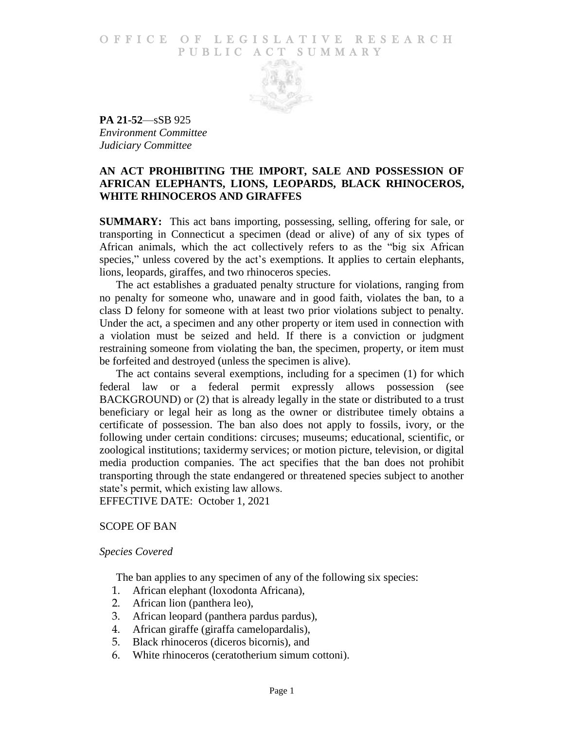# OFFICE OF LEGISLATIVE RESEARCH PUBLIC ACT SUMMARY

**PA 21-52**—sSB 925
*Environment Committee*
*Judiciary Committee*

## AN ACT PROHIBITING THE IMPORT, SALE AND POSSESSION OF AFRICAN ELEPHANTS, LIONS, LEOPARDS, BLACK RHINOCEROS, WHITE RHINOCEROS AND GIRAFFES

**SUMMARY:** This act bans importing, possessing, selling, offering for sale, or transporting in Connecticut a specimen (dead or alive) of any of six types of African animals, which the act collectively refers to as the "big six African species," unless covered by the act's exemptions. It applies to certain elephants, lions, leopards, giraffes, and two rhinoceros species.

The act establishes a graduated penalty structure for violations, ranging from no penalty for someone who, unaware and in good faith, violates the ban, to a class D felony for someone with at least two prior violations subject to penalty. Under the act, a specimen and any other property or item used in connection with a violation must be seized and held. If there is a conviction or judgment restraining someone from violating the ban, the specimen, property, or item must be forfeited and destroyed (unless the specimen is alive).

The act contains several exemptions, including for a specimen (1) for which federal law or a federal permit expressly allows possession (see BACKGROUND) or (2) that is already legally in the state or distributed to a trust beneficiary or legal heir as long as the owner or distributee timely obtains a certificate of possession. The ban also does not apply to fossils, ivory, or the following under certain conditions: circuses; museums; educational, scientific, or zoological institutions; taxidermy services; or motion picture, television, or digital media production companies. The act specifies that the ban does not prohibit transporting through the state endangered or threatened species subject to another state's permit, which existing law allows.

EFFECTIVE DATE: October 1, 2021

## SCOPE OF BAN

### *Species Covered*

The ban applies to any specimen of any of the following six species:

1. African elephant (loxodonta Africana),
2. African lion (panthera leo),
3. African leopard (panthera pardus pardus),
4. African giraffe (giraffa camelopardalis),
5. Black rhinoceros (diceros bicornis), and
6. White rhinoceros (ceratotherium simum cottoni).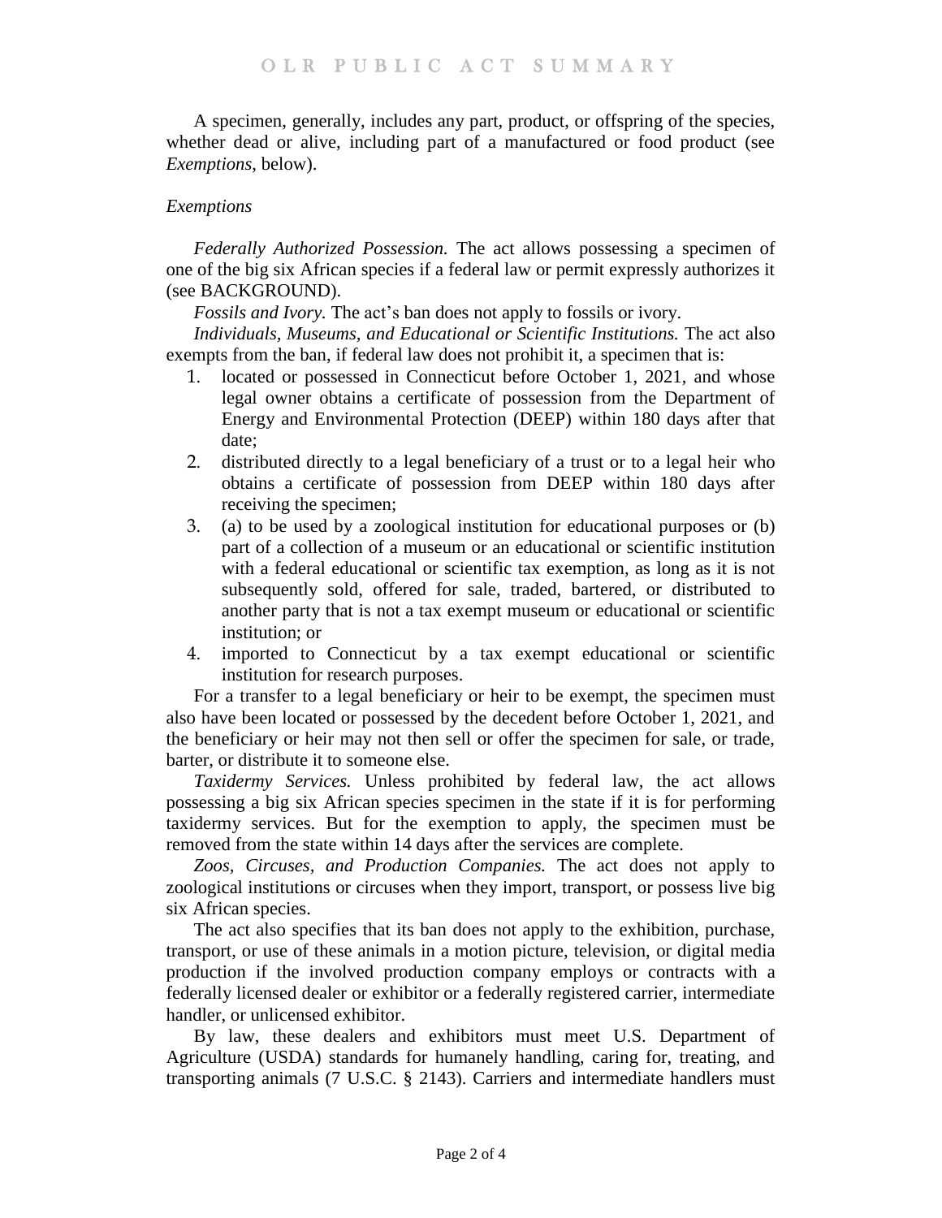A specimen, generally, includes any part, product, or offspring of the species, whether dead or alive, including part of a manufactured or food product (see *Exemptions*, below).

### *Exemptions*

*Federally Authorized Possession.* The act allows possessing a specimen of one of the big six African species if a federal law or permit expressly authorizes it (see BACKGROUND).

*Fossils and Ivory.* The act's ban does not apply to fossils or ivory.

*Individuals, Museums, and Educational or Scientific Institutions.* The act also exempts from the ban, if federal law does not prohibit it, a specimen that is:

1. located or possessed in Connecticut before October 1, 2021, and whose legal owner obtains a certificate of possession from the Department of Energy and Environmental Protection (DEEP) within 180 days after that date;
2. distributed directly to a legal beneficiary of a trust or to a legal heir who obtains a certificate of possession from DEEP within 180 days after receiving the specimen;
3. (a) to be used by a zoological institution for educational purposes or (b) part of a collection of a museum or an educational or scientific institution with a federal educational or scientific tax exemption, as long as it is not subsequently sold, offered for sale, traded, bartered, or distributed to another party that is not a tax exempt museum or educational or scientific institution; or
4. imported to Connecticut by a tax exempt educational or scientific institution for research purposes.

For a transfer to a legal beneficiary or heir to be exempt, the specimen must also have been located or possessed by the decedent before October 1, 2021, and the beneficiary or heir may not then sell or offer the specimen for sale, or trade, barter, or distribute it to someone else.

*Taxidermy Services.* Unless prohibited by federal law, the act allows possessing a big six African species specimen in the state if it is for performing taxidermy services. But for the exemption to apply, the specimen must be removed from the state within 14 days after the services are complete.

*Zoos, Circuses, and Production Companies.* The act does not apply to zoological institutions or circuses when they import, transport, or possess live big six African species.

The act also specifies that its ban does not apply to the exhibition, purchase, transport, or use of these animals in a motion picture, television, or digital media production if the involved production company employs or contracts with a federally licensed dealer or exhibitor or a federally registered carrier, intermediate handler, or unlicensed exhibitor.

By law, these dealers and exhibitors must meet U.S. Department of Agriculture (USDA) standards for humanely handling, caring for, treating, and transporting animals (7 U.S.C. § 2143). Carriers and intermediate handlers must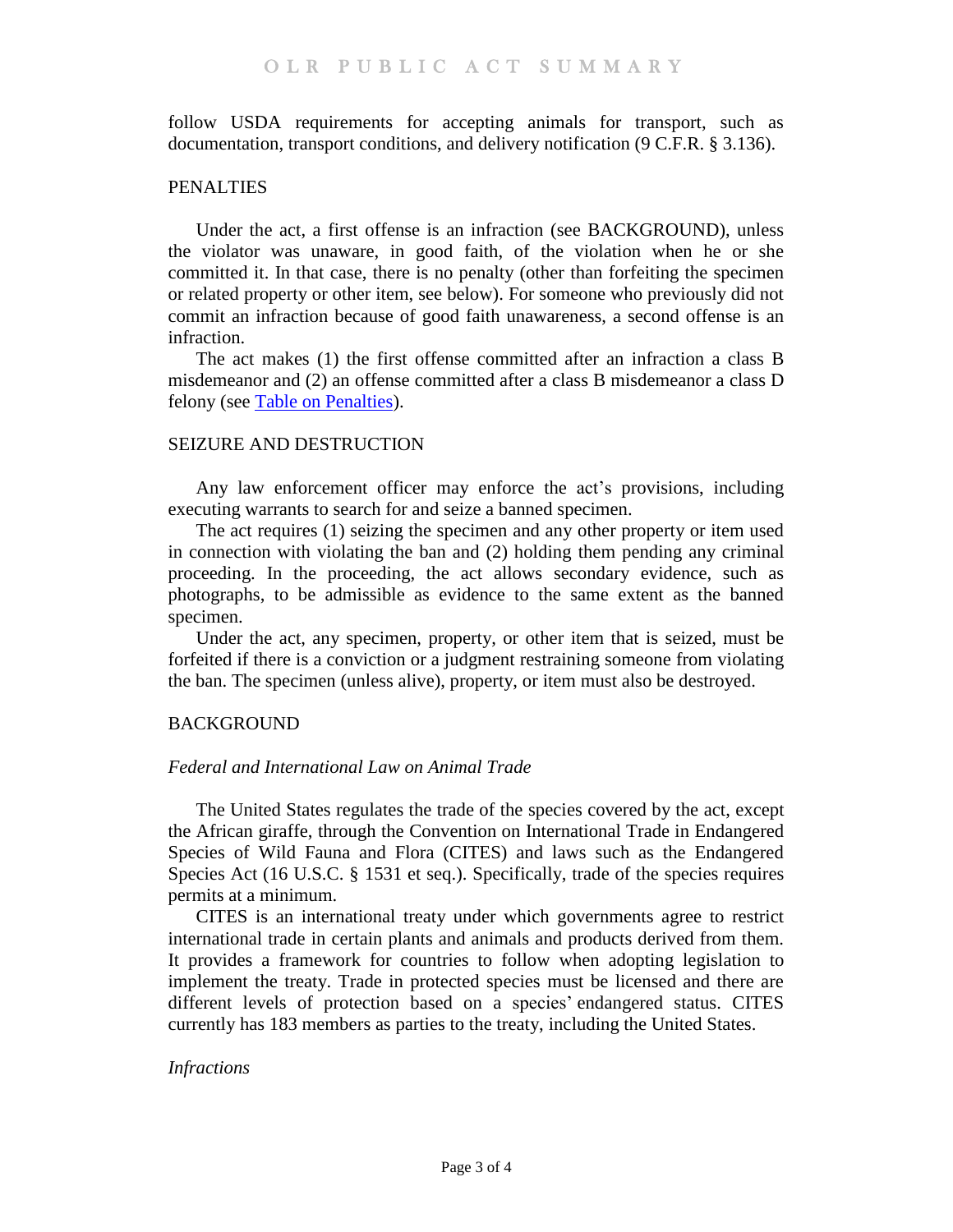follow USDA requirements for accepting animals for transport, such as documentation, transport conditions, and delivery notification (9 C.F.R. § 3.136).

## PENALTIES

Under the act, a first offense is an infraction (see BACKGROUND), unless the violator was unaware, in good faith, of the violation when he or she committed it. In that case, there is no penalty (other than forfeiting the specimen or related property or other item, see below). For someone who previously did not commit an infraction because of good faith unawareness, a second offense is an infraction.

The act makes (1) the first offense committed after an infraction a class B misdemeanor and (2) an offense committed after a class B misdemeanor a class D felony (see Table on Penalties).

## SEIZURE AND DESTRUCTION

Any law enforcement officer may enforce the act's provisions, including executing warrants to search for and seize a banned specimen.

The act requires (1) seizing the specimen and any other property or item used in connection with violating the ban and (2) holding them pending any criminal proceeding. In the proceeding, the act allows secondary evidence, such as photographs, to be admissible as evidence to the same extent as the banned specimen.

Under the act, any specimen, property, or other item that is seized, must be forfeited if there is a conviction or a judgment restraining someone from violating the ban. The specimen (unless alive), property, or item must also be destroyed.

## BACKGROUND

### *Federal and International Law on Animal Trade*

The United States regulates the trade of the species covered by the act, except the African giraffe, through the Convention on International Trade in Endangered Species of Wild Fauna and Flora (CITES) and laws such as the Endangered Species Act (16 U.S.C. § 1531 et seq.). Specifically, trade of the species requires permits at a minimum.

CITES is an international treaty under which governments agree to restrict international trade in certain plants and animals and products derived from them. It provides a framework for countries to follow when adopting legislation to implement the treaty. Trade in protected species must be licensed and there are different levels of protection based on a species' endangered status. CITES currently has 183 members as parties to the treaty, including the United States.

### *Infractions*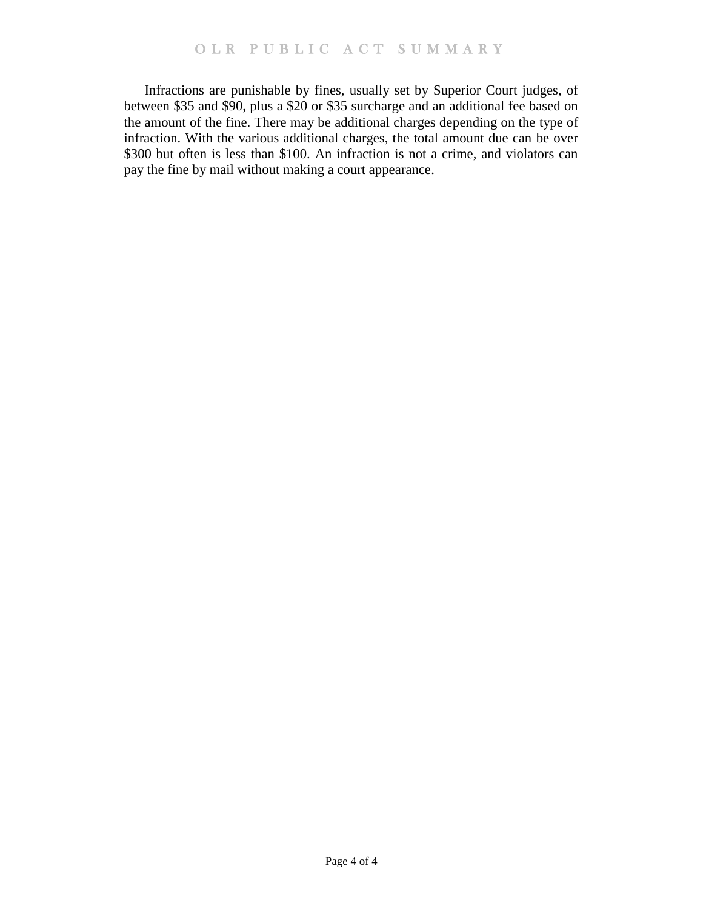Infractions are punishable by fines, usually set by Superior Court judges, of between $35 and $90, plus a $20 or $35 surcharge and an additional fee based on the amount of the fine. There may be additional charges depending on the type of infraction. With the various additional charges, the total amount due can be over $300 but often is less than $100. An infraction is not a crime, and violators can pay the fine by mail without making a court appearance.